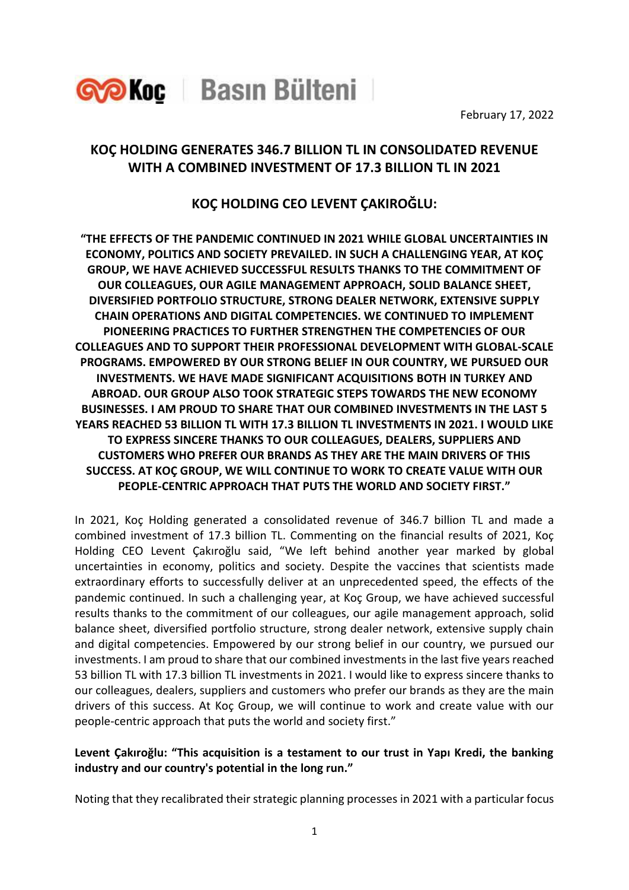Koç | Basın Bülteni

February 17, 2022

# KOÇ HOLDING GENERATES 346.7 BILLION TL IN CONSOLIDATED REVENUE WITH A COMBINED INVESTMENT OF 17.3 BILLION TL IN 2021

## KOÇ HOLDING CEO LEVENT ÇAKIROĞLU:

**"THE EFFECTS OF THE PANDEMIC CONTINUED IN 2021 WHILE GLOBAL UNCERTAINTIES IN ECONOMY, POLITICS AND SOCIETY PREVAILED. IN SUCH A CHALLENGING YEAR, AT KOÇ GROUP, WE HAVE ACHIEVED SUCCESSFUL RESULTS THANKS TO THE COMMITMENT OF OUR COLLEAGUES, OUR AGILE MANAGEMENT APPROACH, SOLID BALANCE SHEET, DIVERSIFIED PORTFOLIO STRUCTURE, STRONG DEALER NETWORK, EXTENSIVE SUPPLY CHAIN OPERATIONS AND DIGITAL COMPETENCIES. WE CONTINUED TO IMPLEMENT PIONEERING PRACTICES TO FURTHER STRENGTHEN THE COMPETENCIES OF OUR COLLEAGUES AND TO SUPPORT THEIR PROFESSIONAL DEVELOPMENT WITH GLOBAL-SCALE PROGRAMS. EMPOWERED BY OUR STRONG BELIEF IN OUR COUNTRY, WE PURSUED OUR INVESTMENTS. WE HAVE MADE SIGNIFICANT ACQUISITIONS BOTH IN TURKEY AND ABROAD. OUR GROUP ALSO TOOK STRATEGIC STEPS TOWARDS THE NEW ECONOMY BUSINESSES. I AM PROUD TO SHARE THAT OUR COMBINED INVESTMENTS IN THE LAST 5 YEARS REACHED 53 BILLION TL WITH 17.3 BILLION TL INVESTMENTS IN 2021. I WOULD LIKE TO EXPRESS SINCERE THANKS TO OUR COLLEAGUES, DEALERS, SUPPLIERS AND CUSTOMERS WHO PREFER OUR BRANDS AS THEY ARE THE MAIN DRIVERS OF THIS SUCCESS. AT KOÇ GROUP, WE WILL CONTINUE TO WORK TO CREATE VALUE WITH OUR PEOPLE-CENTRIC APPROACH THAT PUTS THE WORLD AND SOCIETY FIRST."**

In 2021, Koç Holding generated a consolidated revenue of 346.7 billion TL and made a combined investment of 17.3 billion TL. Commenting on the financial results of 2021, Koç Holding CEO Levent Çakıroğlu said, "We left behind another year marked by global uncertainties in economy, politics and society. Despite the vaccines that scientists made extraordinary efforts to successfully deliver at an unprecedented speed, the effects of the pandemic continued. In such a challenging year, at Koç Group, we have achieved successful results thanks to the commitment of our colleagues, our agile management approach, solid balance sheet, diversified portfolio structure, strong dealer network, extensive supply chain and digital competencies. Empowered by our strong belief in our country, we pursued our investments. I am proud to share that our combined investments in the last five years reached 53 billion TL with 17.3 billion TL investments in 2021. I would like to express sincere thanks to our colleagues, dealers, suppliers and customers who prefer our brands as they are the main drivers of this success. At Koç Group, we will continue to work and create value with our people-centric approach that puts the world and society first."

**Levent Çakıroğlu: "This acquisition is a testament to our trust in Yapı Kredi, the banking industry and our country's potential in the long run."**

Noting that they recalibrated their strategic planning processes in 2021 with a particular focus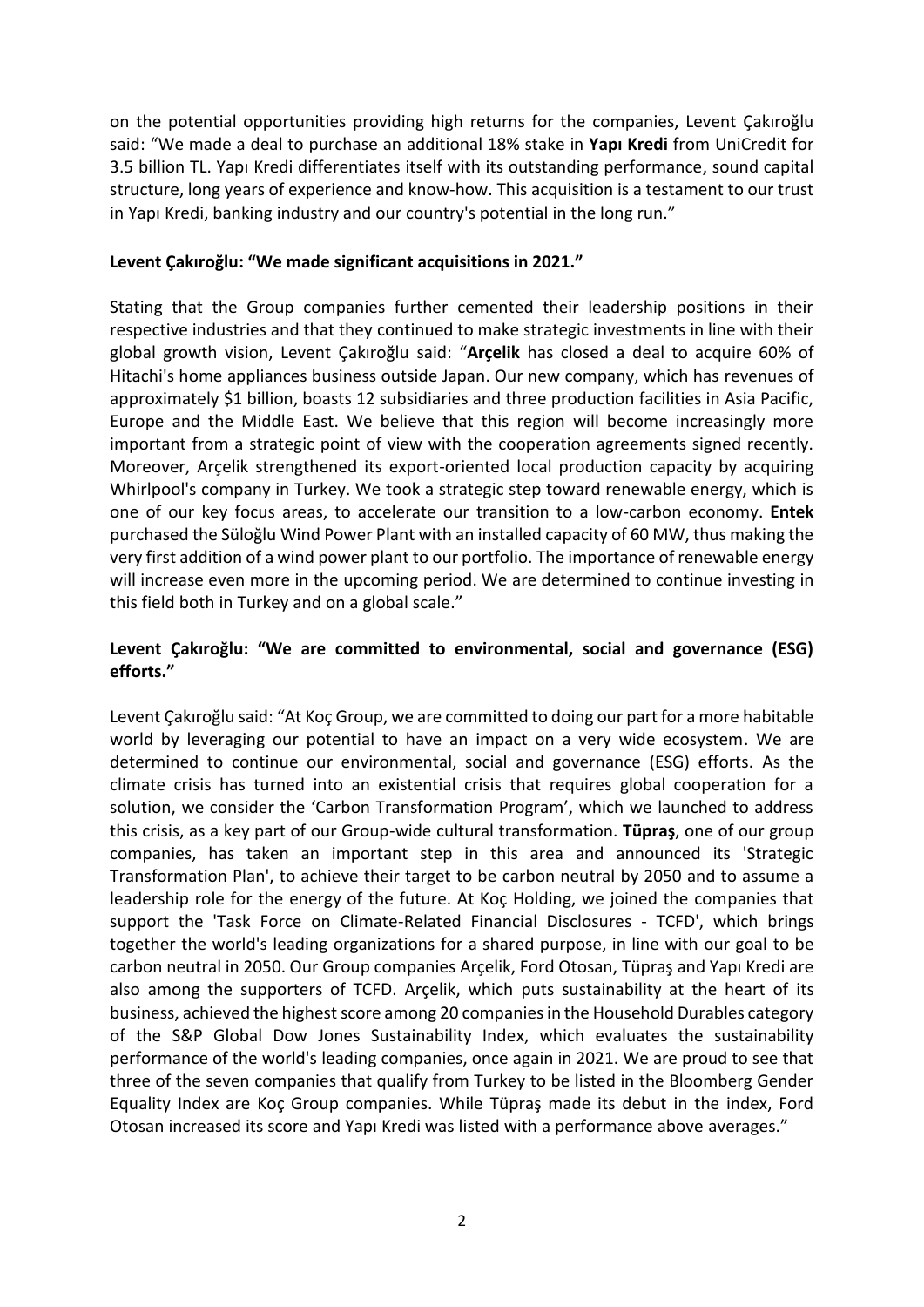on the potential opportunities providing high returns for the companies, Levent Çakıroğlu said: "We made a deal to purchase an additional 18% stake in **Yapı Kredi** from UniCredit for 3.5 billion TL. Yapı Kredi differentiates itself with its outstanding performance, sound capital structure, long years of experience and know-how. This acquisition is a testament to our trust in Yapı Kredi, banking industry and our country's potential in the long run."

**Levent Çakıroğlu: "We made significant acquisitions in 2021."**

Stating that the Group companies further cemented their leadership positions in their respective industries and that they continued to make strategic investments in line with their global growth vision, Levent Çakıroğlu said: "**Arçelik** has closed a deal to acquire 60% of Hitachi's home appliances business outside Japan. Our new company, which has revenues of approximately $1 billion, boasts 12 subsidiaries and three production facilities in Asia Pacific, Europe and the Middle East. We believe that this region will become increasingly more important from a strategic point of view with the cooperation agreements signed recently. Moreover, Arçelik strengthened its export-oriented local production capacity by acquiring Whirlpool's company in Turkey. We took a strategic step toward renewable energy, which is one of our key focus areas, to accelerate our transition to a low-carbon economy. **Entek** purchased the Süloğlu Wind Power Plant with an installed capacity of 60 MW, thus making the very first addition of a wind power plant to our portfolio. The importance of renewable energy will increase even more in the upcoming period. We are determined to continue investing in this field both in Turkey and on a global scale."

**Levent Çakıroğlu: "We are committed to environmental, social and governance (ESG) efforts."**

Levent Çakıroğlu said: "At Koç Group, we are committed to doing our part for a more habitable world by leveraging our potential to have an impact on a very wide ecosystem. We are determined to continue our environmental, social and governance (ESG) efforts. As the climate crisis has turned into an existential crisis that requires global cooperation for a solution, we consider the 'Carbon Transformation Program', which we launched to address this crisis, as a key part of our Group-wide cultural transformation. **Tüpraş**, one of our group companies, has taken an important step in this area and announced its 'Strategic Transformation Plan', to achieve their target to be carbon neutral by 2050 and to assume a leadership role for the energy of the future. At Koç Holding, we joined the companies that support the 'Task Force on Climate-Related Financial Disclosures - TCFD', which brings together the world's leading organizations for a shared purpose, in line with our goal to be carbon neutral in 2050. Our Group companies Arçelik, Ford Otosan, Tüpraş and Yapı Kredi are also among the supporters of TCFD. Arçelik, which puts sustainability at the heart of its business, achieved the highest score among 20 companies in the Household Durables category of the S&P Global Dow Jones Sustainability Index, which evaluates the sustainability performance of the world's leading companies, once again in 2021. We are proud to see that three of the seven companies that qualify from Turkey to be listed in the Bloomberg Gender Equality Index are Koç Group companies. While Tüpraş made its debut in the index, Ford Otosan increased its score and Yapı Kredi was listed with a performance above averages."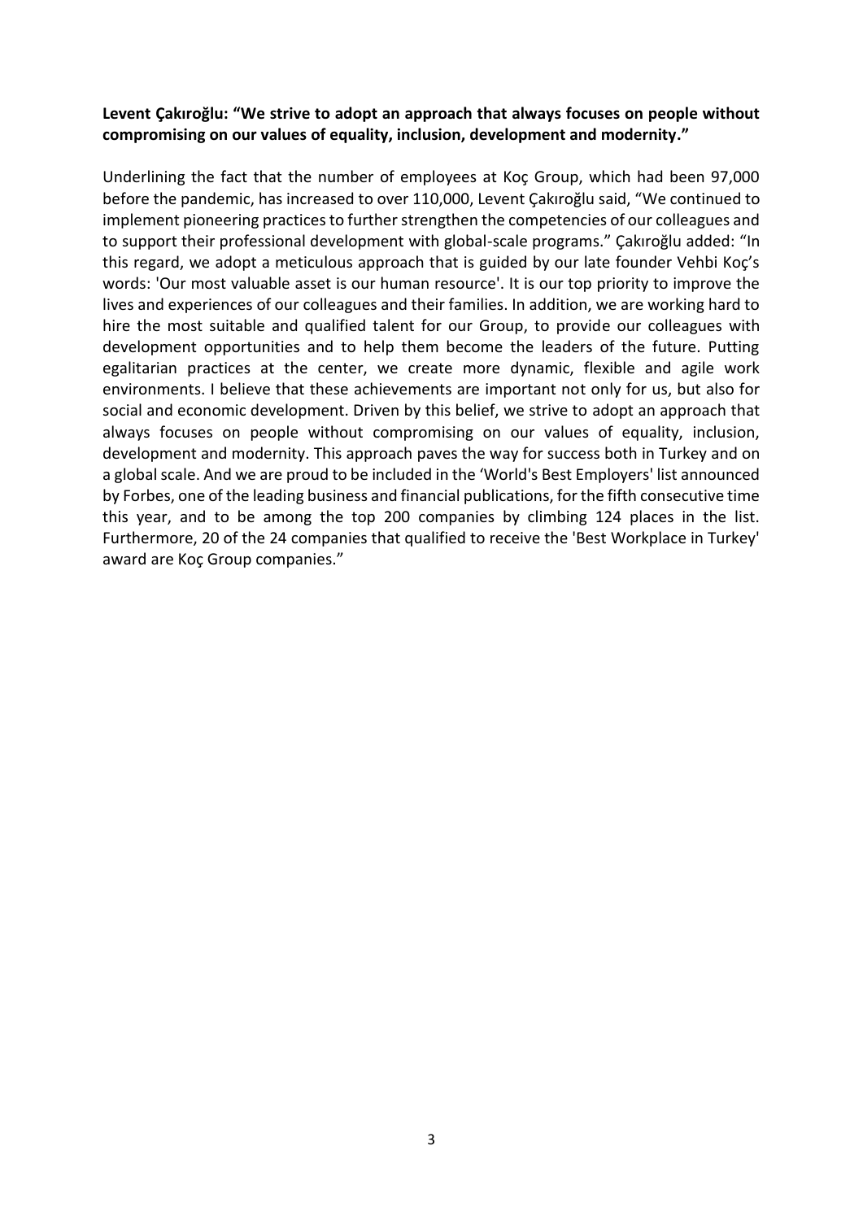**Levent Çakıroğlu: "We strive to adopt an approach that always focuses on people without compromising on our values of equality, inclusion, development and modernity."**

Underlining the fact that the number of employees at Koç Group, which had been 97,000 before the pandemic, has increased to over 110,000, Levent Çakıroğlu said, "We continued to implement pioneering practices to further strengthen the competencies of our colleagues and to support their professional development with global-scale programs." Çakıroğlu added: "In this regard, we adopt a meticulous approach that is guided by our late founder Vehbi Koç's words: 'Our most valuable asset is our human resource'. It is our top priority to improve the lives and experiences of our colleagues and their families. In addition, we are working hard to hire the most suitable and qualified talent for our Group, to provide our colleagues with development opportunities and to help them become the leaders of the future. Putting egalitarian practices at the center, we create more dynamic, flexible and agile work environments. I believe that these achievements are important not only for us, but also for social and economic development. Driven by this belief, we strive to adopt an approach that always focuses on people without compromising on our values of equality, inclusion, development and modernity. This approach paves the way for success both in Turkey and on a global scale. And we are proud to be included in the 'World's Best Employers' list announced by Forbes, one of the leading business and financial publications, for the fifth consecutive time this year, and to be among the top 200 companies by climbing 124 places in the list. Furthermore, 20 of the 24 companies that qualified to receive the 'Best Workplace in Turkey' award are Koç Group companies."